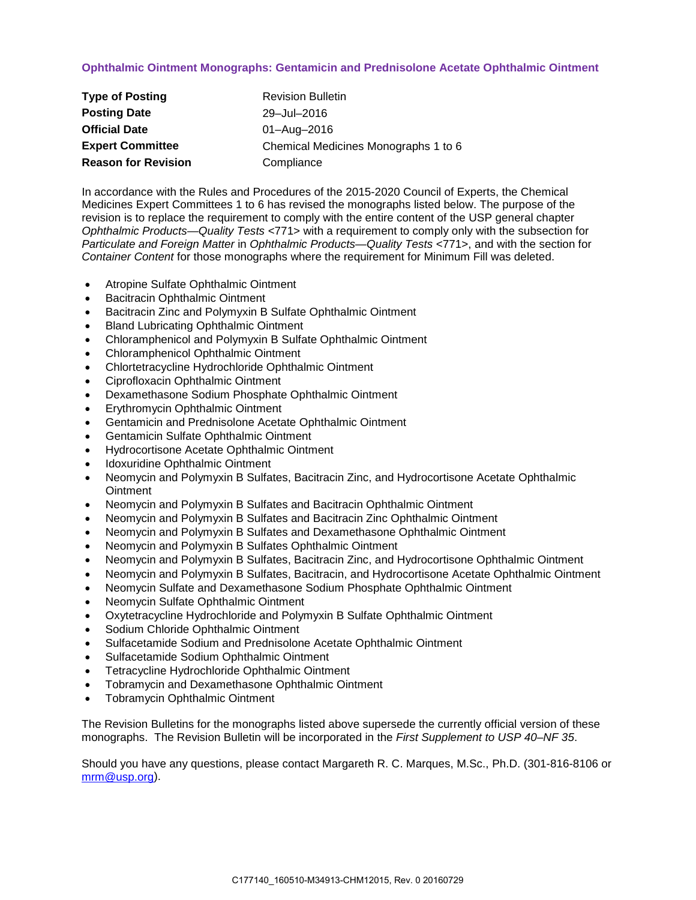# Ophthalmic Ointment Monographs: Gentamicin and Prednisolone Acetate Ophthalmic Ointment

| | |
|---|---|
| **Type of Posting** | Revision Bulletin |
| **Posting Date** | 29–Jul–2016 |
| **Official Date** | 01–Aug–2016 |
| **Expert Committee** | Chemical Medicines Monographs 1 to 6 |
| **Reason for Revision** | Compliance |

In accordance with the Rules and Procedures of the 2015-2020 Council of Experts, the Chemical Medicines Expert Committees 1 to 6 has revised the monographs listed below. The purpose of the revision is to replace the requirement to comply with the entire content of the USP general chapter *Ophthalmic Products—Quality Tests* <771> with a requirement to comply only with the subsection for *Particulate and Foreign Matter* in *Ophthalmic Products—Quality Tests* <771>, and with the section for *Container Content* for those monographs where the requirement for Minimum Fill was deleted.

- Atropine Sulfate Ophthalmic Ointment
- Bacitracin Ophthalmic Ointment
- Bacitracin Zinc and Polymyxin B Sulfate Ophthalmic Ointment
- Bland Lubricating Ophthalmic Ointment
- Chloramphenicol and Polymyxin B Sulfate Ophthalmic Ointment
- Chloramphenicol Ophthalmic Ointment
- Chlortetracycline Hydrochloride Ophthalmic Ointment
- Ciprofloxacin Ophthalmic Ointment
- Dexamethasone Sodium Phosphate Ophthalmic Ointment
- Erythromycin Ophthalmic Ointment
- Gentamicin and Prednisolone Acetate Ophthalmic Ointment
- Gentamicin Sulfate Ophthalmic Ointment
- Hydrocortisone Acetate Ophthalmic Ointment
- Idoxuridine Ophthalmic Ointment
- Neomycin and Polymyxin B Sulfates, Bacitracin Zinc, and Hydrocortisone Acetate Ophthalmic Ointment
- Neomycin and Polymyxin B Sulfates and Bacitracin Ophthalmic Ointment
- Neomycin and Polymyxin B Sulfates and Bacitracin Zinc Ophthalmic Ointment
- Neomycin and Polymyxin B Sulfates and Dexamethasone Ophthalmic Ointment
- Neomycin and Polymyxin B Sulfates Ophthalmic Ointment
- Neomycin and Polymyxin B Sulfates, Bacitracin Zinc, and Hydrocortisone Ophthalmic Ointment
- Neomycin and Polymyxin B Sulfates, Bacitracin, and Hydrocortisone Acetate Ophthalmic Ointment
- Neomycin Sulfate and Dexamethasone Sodium Phosphate Ophthalmic Ointment
- Neomycin Sulfate Ophthalmic Ointment
- Oxytetracycline Hydrochloride and Polymyxin B Sulfate Ophthalmic Ointment
- Sodium Chloride Ophthalmic Ointment
- Sulfacetamide Sodium and Prednisolone Acetate Ophthalmic Ointment
- Sulfacetamide Sodium Ophthalmic Ointment
- Tetracycline Hydrochloride Ophthalmic Ointment
- Tobramycin and Dexamethasone Ophthalmic Ointment
- Tobramycin Ophthalmic Ointment

The Revision Bulletins for the monographs listed above supersede the currently official version of these monographs. The Revision Bulletin will be incorporated in the *First Supplement to USP 40–NF 35*.

Should you have any questions, please contact Margareth R. C. Marques, M.Sc., Ph.D. (301-816-8106 or mrm@usp.org).

C177140_160510-M34913-CHM12015, Rev. 0 20160729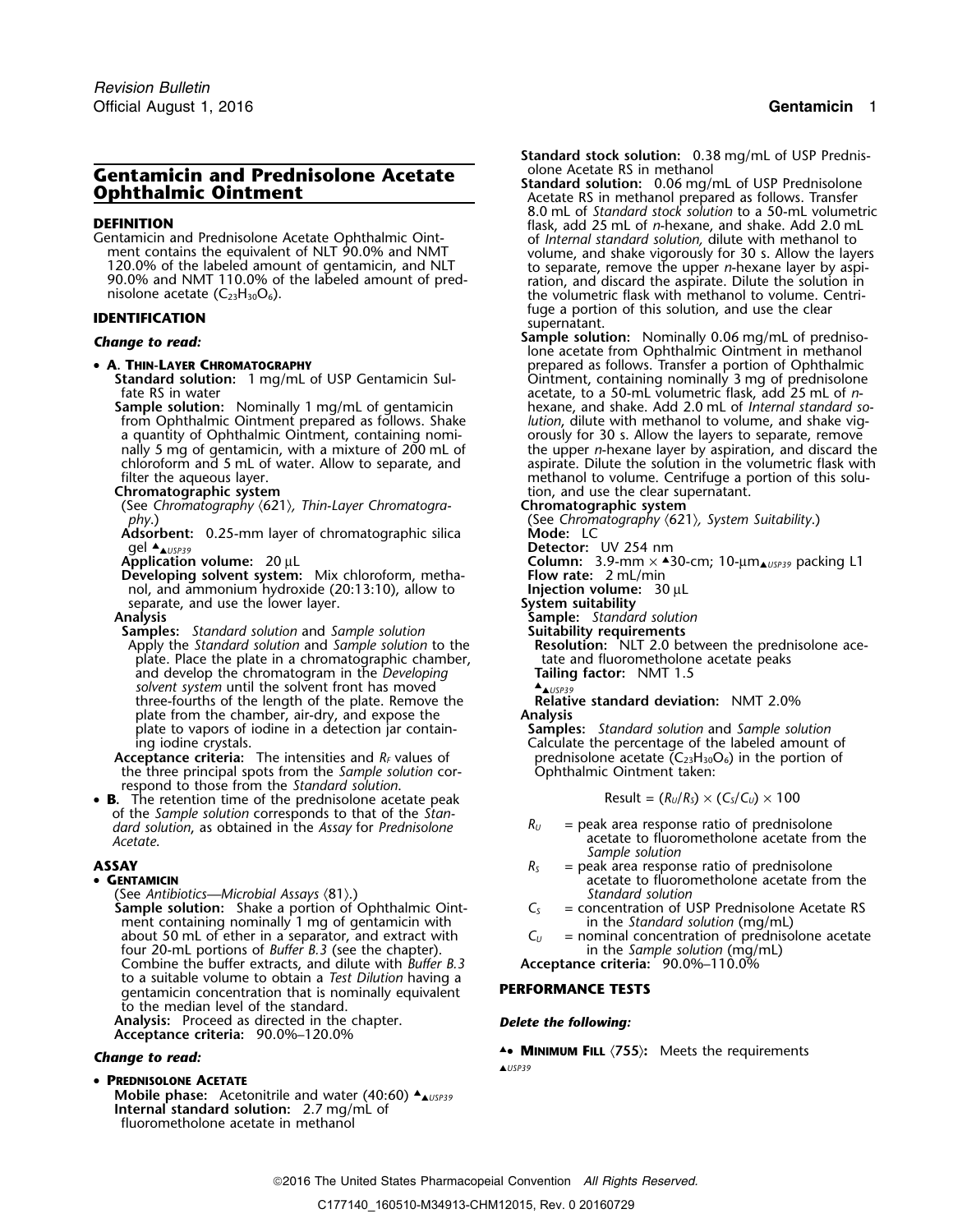Revision Bulletin
Official August 1, 2016

# Gentamicin and Prednisolone Acetate Ophthalmic Ointment

## DEFINITION

Gentamicin and Prednisolone Acetate Ophthalmic Ointment contains the equivalent of NLT 90.0% and NMT 120.0% of the labeled amount of gentamicin, and NLT 90.0% and NMT 110.0% of the labeled amount of prednisolone acetate ($C_{23}H_{30}O_6$).

## IDENTIFICATION

***Change to read:***

- **A. Thin-Layer Chromatography**

  **Standard solution:** 1 mg/mL of USP Gentamicin Sulfate RS in water

  **Sample solution:** Nominally 1 mg/mL of gentamicin from Ophthalmic Ointment prepared as follows. Shake a quantity of Ophthalmic Ointment, containing nominally 5 mg of gentamicin, with a mixture of 200 mL of chloroform and 5 mL of water. Allow to separate, and filter the aqueous layer.

  **Chromatographic system**

  (See *Chromatography* ⟨621⟩, *Thin-Layer Chromatography*.)

  **Adsorbent:** 0.25-mm layer of chromatographic silica gel ▲▲USP39

  **Application volume:** 20 µL

  **Developing solvent system:** Mix chloroform, methanol, and ammonium hydroxide (20:13:10), allow to separate, and use the lower layer.

  **Analysis**

  **Samples:** *Standard solution* and *Sample solution*

  Apply the *Standard solution* and *Sample solution* to the plate. Place the plate in a chromatographic chamber, and develop the chromatogram in the *Developing solvent system* until the solvent front has moved three-fourths of the length of the plate. Remove the plate from the chamber, air-dry, and expose the plate to vapors of iodine in a detection jar containing iodine crystals.

  **Acceptance criteria:** The intensities and $R_F$ values of the three principal spots from the *Sample solution* correspond to those from the *Standard solution*.

- **B.** The retention time of the prednisolone acetate peak of the *Sample solution* corresponds to that of the *Standard solution*, as obtained in the *Assay* for *Prednisolone Acetate*.

## ASSAY

- **Gentamicin**

  (See *Antibiotics—Microbial Assays* ⟨81⟩.)

  **Sample solution:** Shake a portion of Ophthalmic Ointment containing nominally 1 mg of gentamicin with about 50 mL of ether in a separator, and extract with four 20-mL portions of *Buffer B.3* (see the chapter). Combine the buffer extracts, and dilute with *Buffer B.3* to a suitable volume to obtain a *Test Dilution* having a gentamicin concentration that is nominally equivalent to the median level of the standard.

  **Analysis:** Proceed as directed in the chapter.

  **Acceptance criteria:** 90.0%–120.0%

***Change to read:***

- **Prednisolone Acetate**

  **Mobile phase:** Acetonitrile and water (40:60) ▲▲USP39

  **Internal standard solution:** 2.7 mg/mL of fluorometholone acetate in methanol

  **Standard stock solution:** 0.38 mg/mL of USP Prednisolone Acetate RS in methanol

  **Standard solution:** 0.06 mg/mL of USP Prednisolone Acetate RS in methanol prepared as follows. Transfer 8.0 mL of *Standard stock solution* to a 50-mL volumetric flask, add 25 mL of *n*-hexane, and shake. Add 2.0 mL of *Internal standard solution*, dilute with methanol to volume, and shake vigorously for 30 s. Allow the layers to separate, remove the upper *n*-hexane layer by aspiration, and discard the aspirate. Dilute the solution in the volumetric flask with methanol to volume. Centrifuge a portion of this solution, and use the clear supernatant.

  **Sample solution:** Nominally 0.06 mg/mL of prednisolone acetate from Ophthalmic Ointment in methanol prepared as follows. Transfer a portion of Ophthalmic Ointment, containing nominally 3 mg of prednisolone acetate, to a 50-mL volumetric flask, add 25 mL of *n*-hexane, and shake. Add 2.0 mL of *Internal standard solution*, dilute with methanol to volume, and shake vigorously for 30 s. Allow the layers to separate, remove the upper *n*-hexane layer by aspiration, and discard the aspirate. Dilute the solution in the volumetric flask with methanol to volume. Centrifuge a portion of this solution, and use the clear supernatant.

  **Chromatographic system**

  (See *Chromatography* ⟨621⟩, *System Suitability*.)

  **Mode:** LC

  **Detector:** UV 254 nm

  **Column:** 3.9-mm × ▲30-cm; 10-µm▲USP39 packing L1

  **Flow rate:** 2 mL/min

  **Injection volume:** 30 µL

  **System suitability**

  **Sample:** *Standard solution*

  **Suitability requirements**

  **Resolution:** NLT 2.0 between the prednisolone acetate and fluorometholone acetate peaks

  **Tailing factor:** NMT 1.5

  ▲▲USP39

  **Relative standard deviation:** NMT 2.0%

  **Analysis**

  **Samples:** *Standard solution* and *Sample solution*

  Calculate the percentage of the labeled amount of prednisolone acetate ($C_{23}H_{30}O_6$) in the portion of Ophthalmic Ointment taken:

  $$\text{Result} = (R_U/R_S) \times (C_S/C_U) \times 100$$

  $R_U$ = peak area response ratio of prednisolone acetate to fluorometholone acetate from the *Sample solution*

  $R_S$ = peak area response ratio of prednisolone acetate to fluorometholone acetate from the *Standard solution*

  $C_S$ = concentration of USP Prednisolone Acetate RS in the *Standard solution* (mg/mL)

  $C_U$ = nominal concentration of prednisolone acetate in the *Sample solution* (mg/mL)

  **Acceptance criteria:** 90.0%–110.0%

## PERFORMANCE TESTS

***Delete the following:***

▲• **Minimum Fill** ⟨755⟩: Meets the requirements ▲USP39

©2016 The United States Pharmacopeial Convention *All Rights Reserved.*

C177140_160510-M34913-CHM12015, Rev. 0 20160729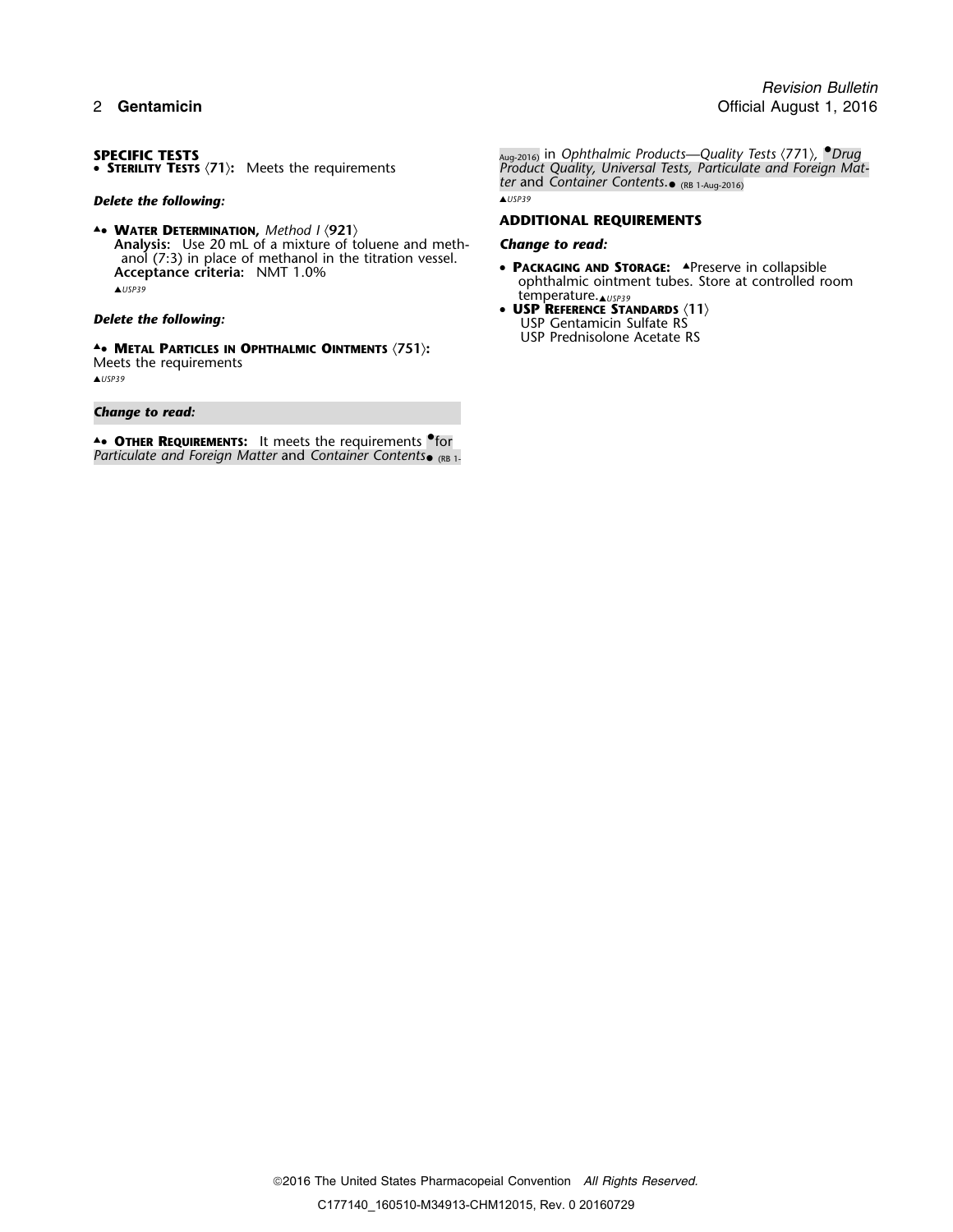**SPECIFIC TESTS**

- **Sterility Tests** ⟨71⟩: Meets the requirements

***Delete the following:***

▲• **Water Determination,** *Method I* ⟨921⟩
  **Analysis:** Use 20 mL of a mixture of toluene and methanol (7:3) in place of methanol in the titration vessel.
  **Acceptance criteria:** NMT 1.0%
▲USP39

***Delete the following:***

▲• **Metal Particles in Ophthalmic Ointments** ⟨751⟩: Meets the requirements
▲USP39

***Change to read:***

▲• **Other Requirements:** It meets the requirements •for *Particulate and Foreign Matter* and *Container Contents*• (RB 1-Aug-2016) in *Ophthalmic Products—Quality Tests* ⟨771⟩, •*Drug Product Quality, Universal Tests, Particulate and Foreign Matter* and *Container Contents*.• (RB 1-Aug-2016)
▲USP39

**ADDITIONAL REQUIREMENTS**

***Change to read:***

- **Packaging and Storage:** ▲Preserve in collapsible ophthalmic ointment tubes. Store at controlled room temperature.▲USP39
- **USP Reference Standards** ⟨11⟩
  USP Gentamicin Sulfate RS
  USP Prednisolone Acetate RS